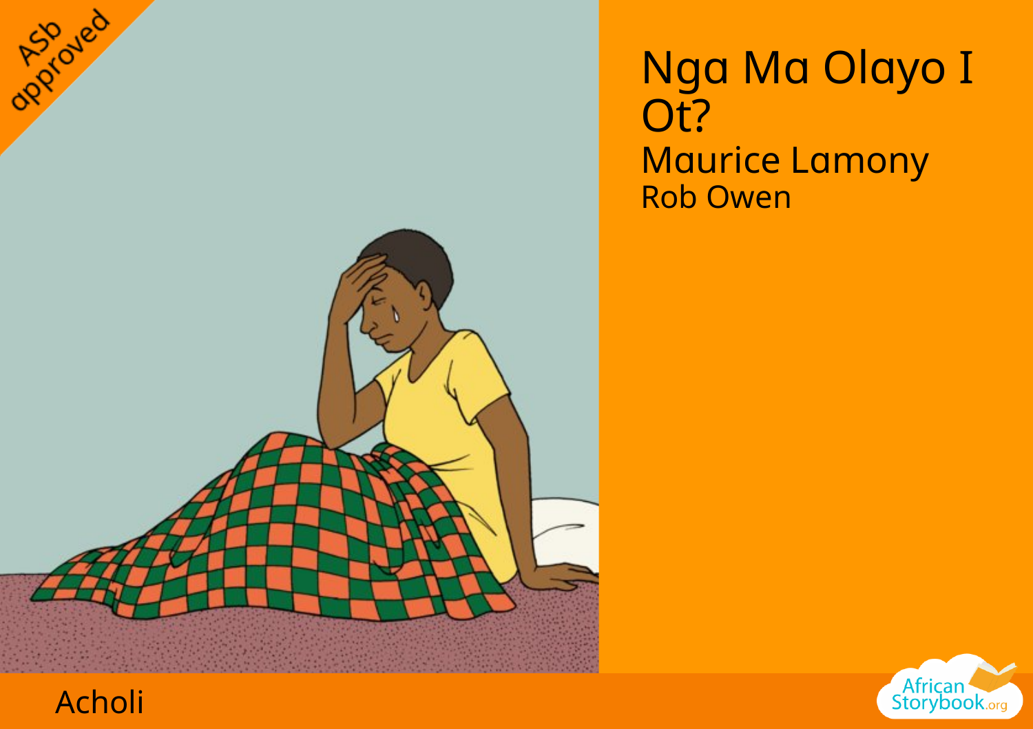# Nga Ma Olayo I Ot?

Maurice Lamony

Rob Owen

Acholi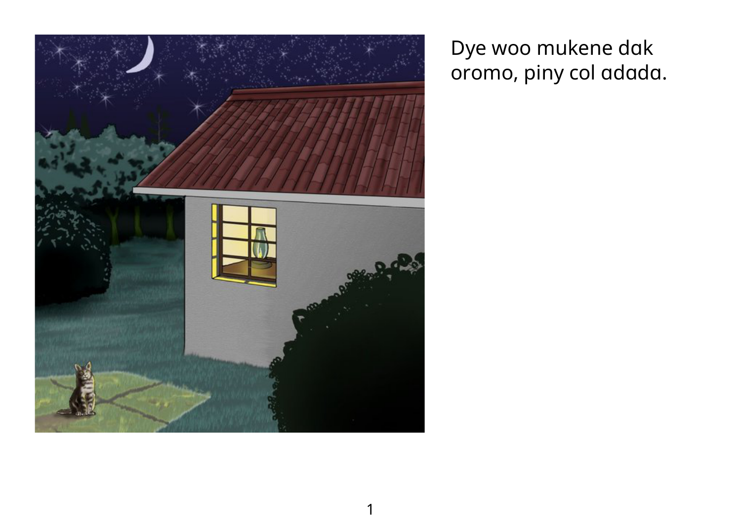Dye woo mukene dak oromo, piny col adada.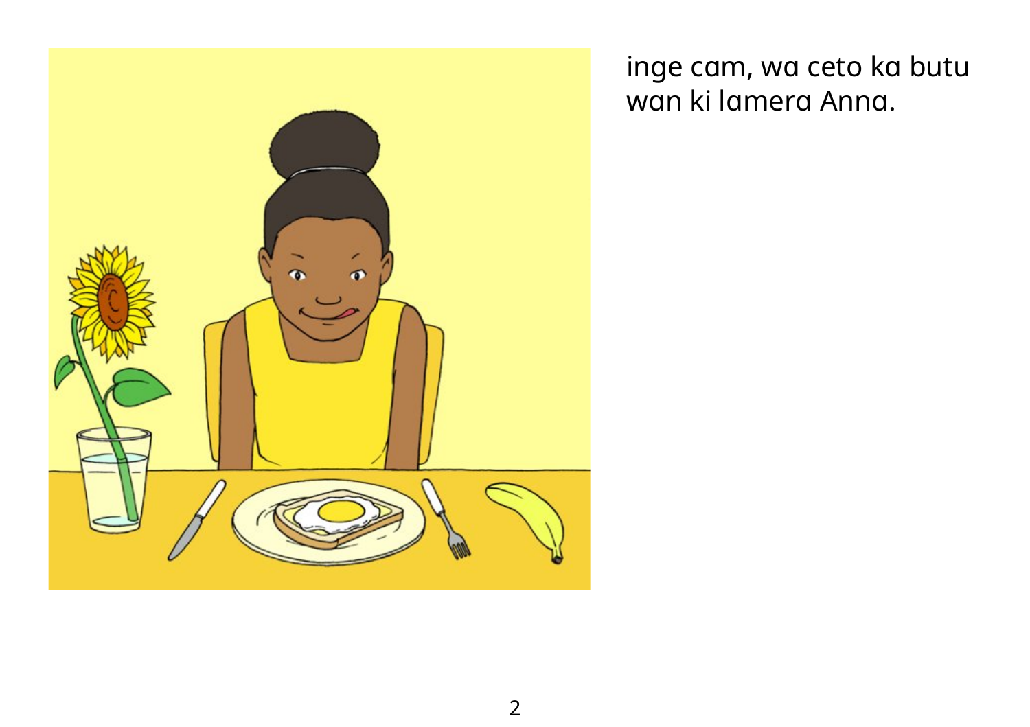inge cam, wa ceto ka butu wan ki lamera Anna.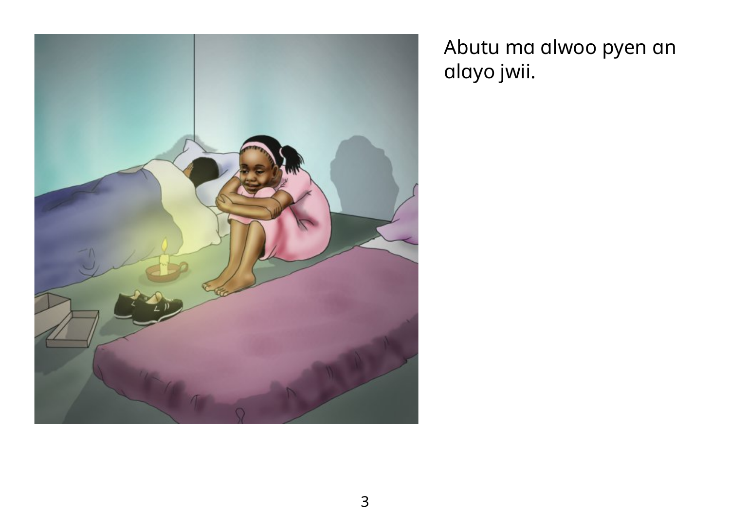Abutu ma alwoo pyen an alayo jwii.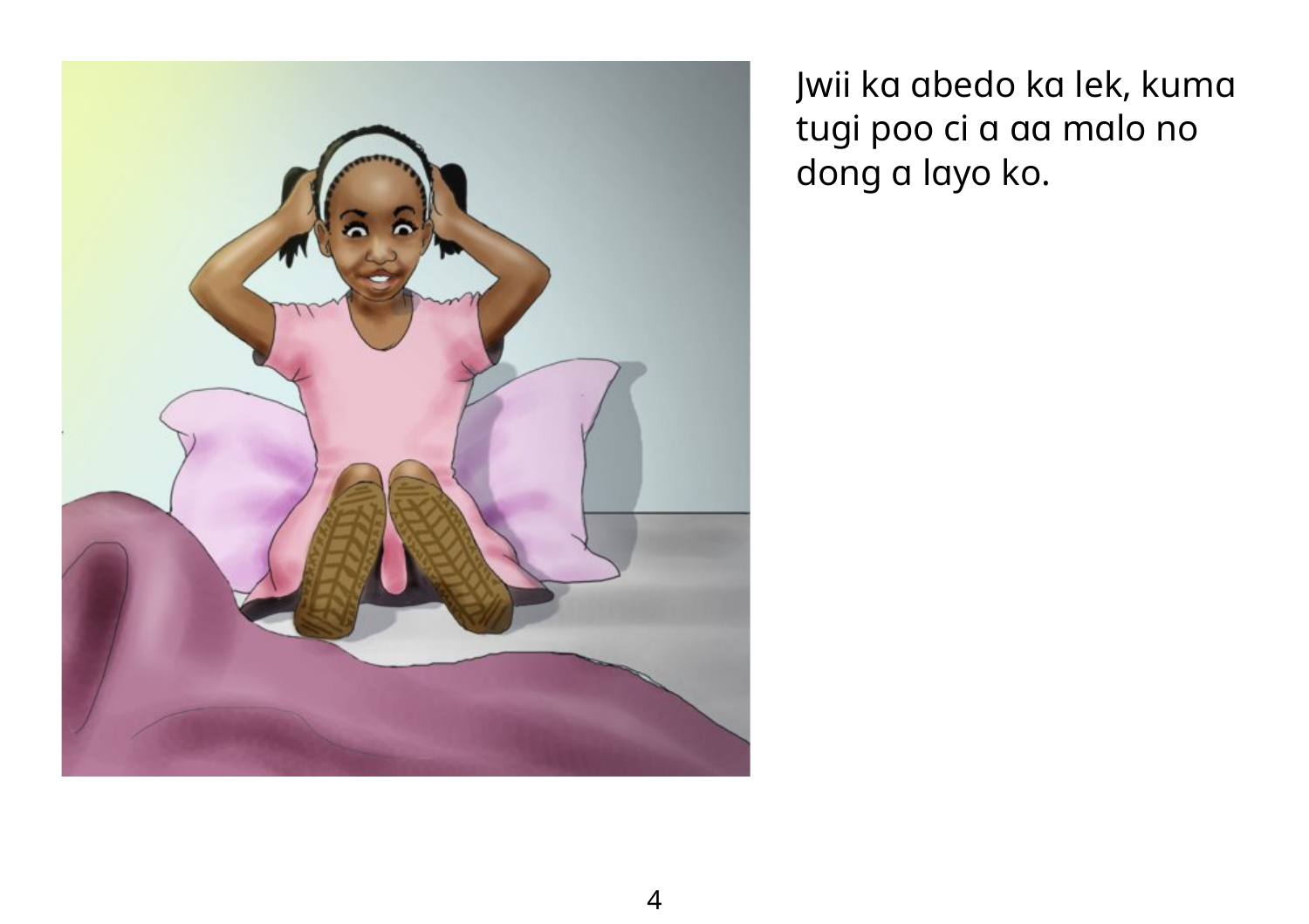Jwii ka abedo ka lek, kuma tugi poo ci a aa malo no dong a layo ko.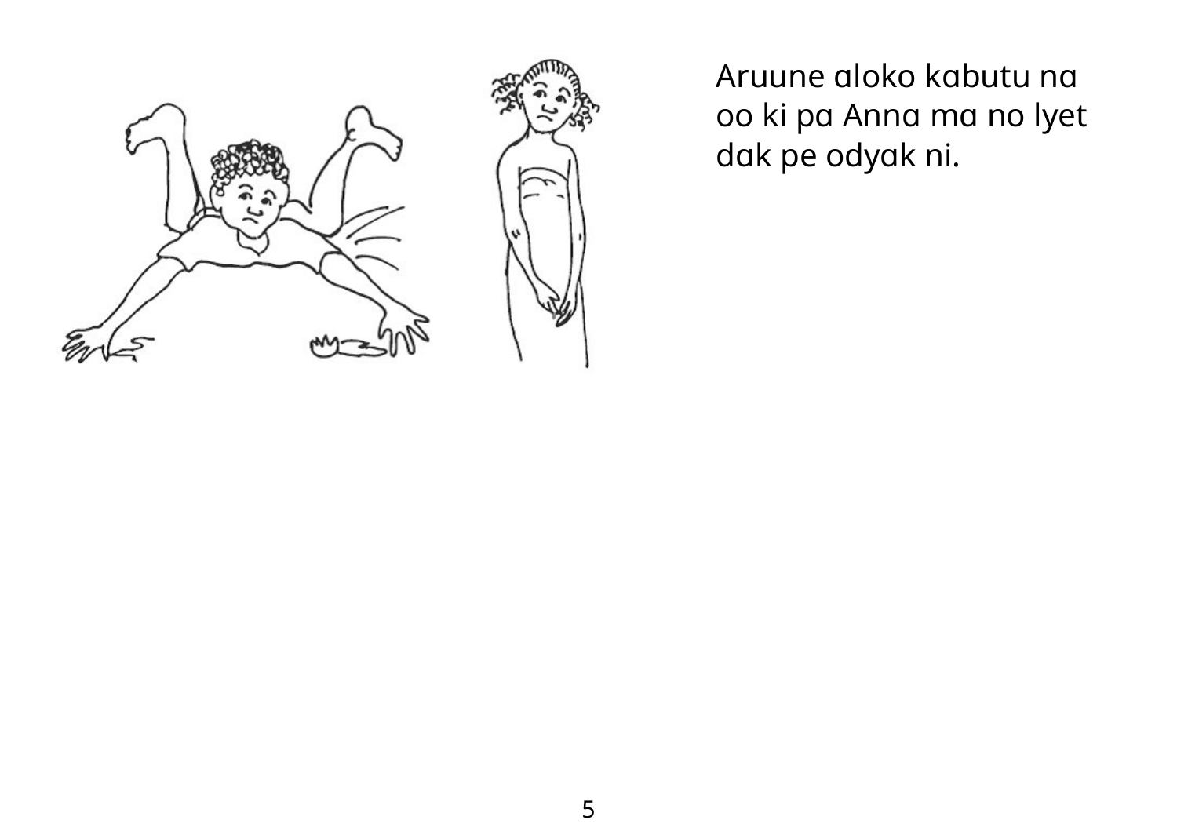Aruune aloko kabutu na oo ki pa Anna ma no lyet dak pe odyak ni.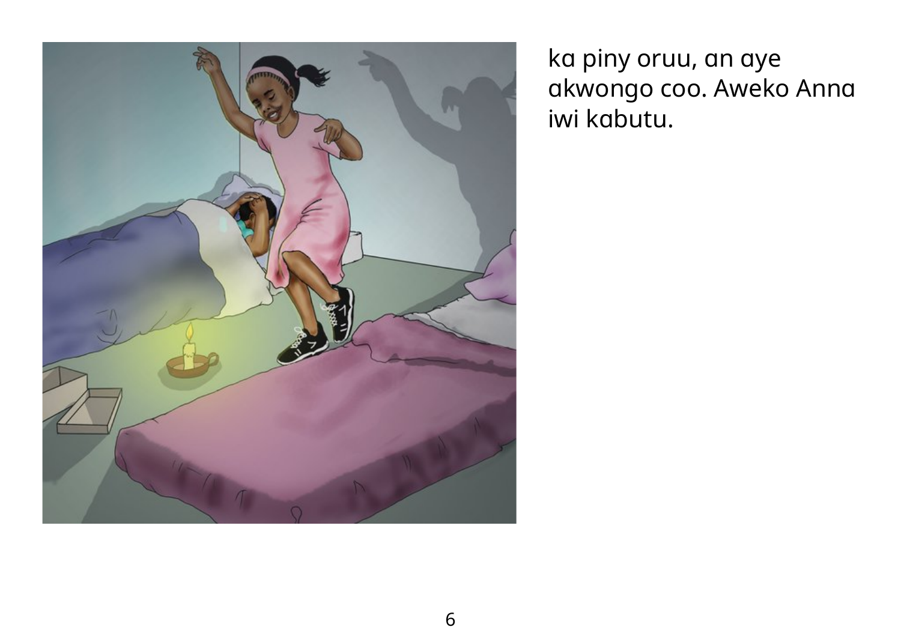ka piny oruu, an aye akwongo coo. Aweko Anna iwi kabutu.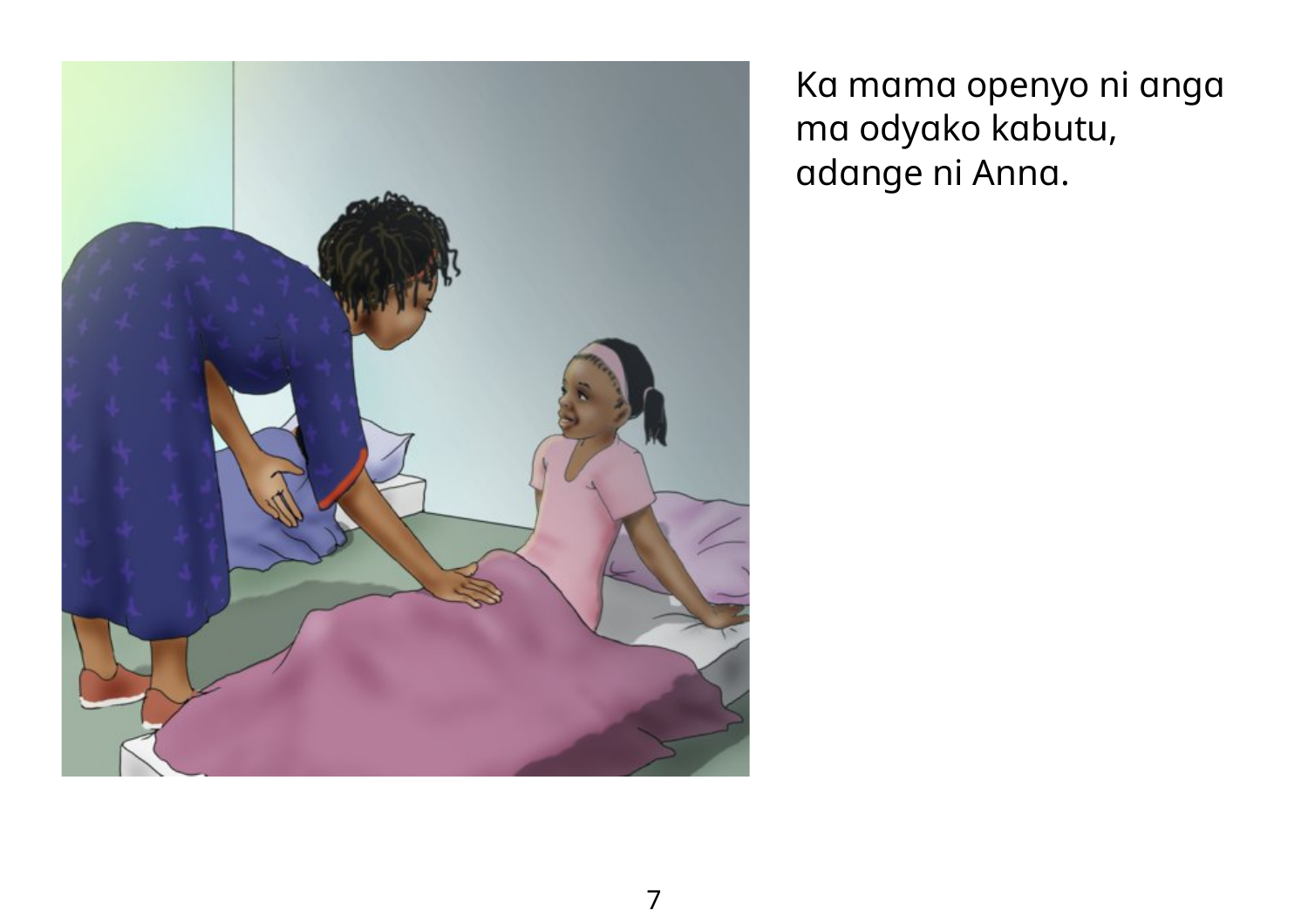Ka mama openyo ni anga ma odyako kabutu, adange ni Anna.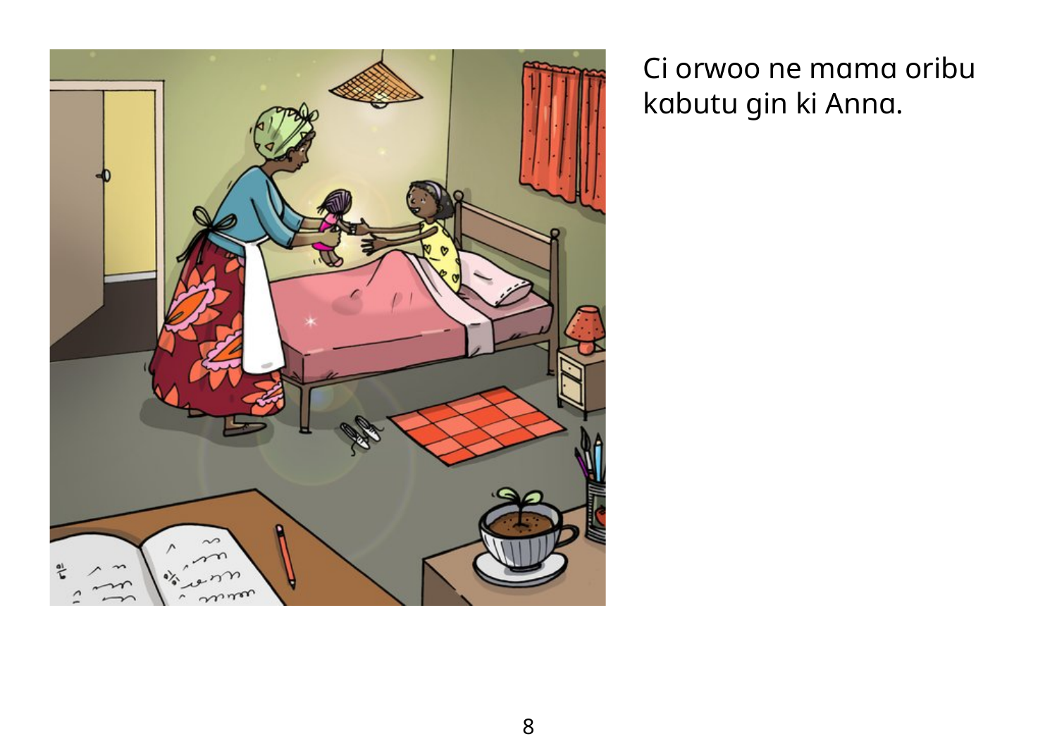Ci orwoo ne mama oribu kabutu gin ki Anna.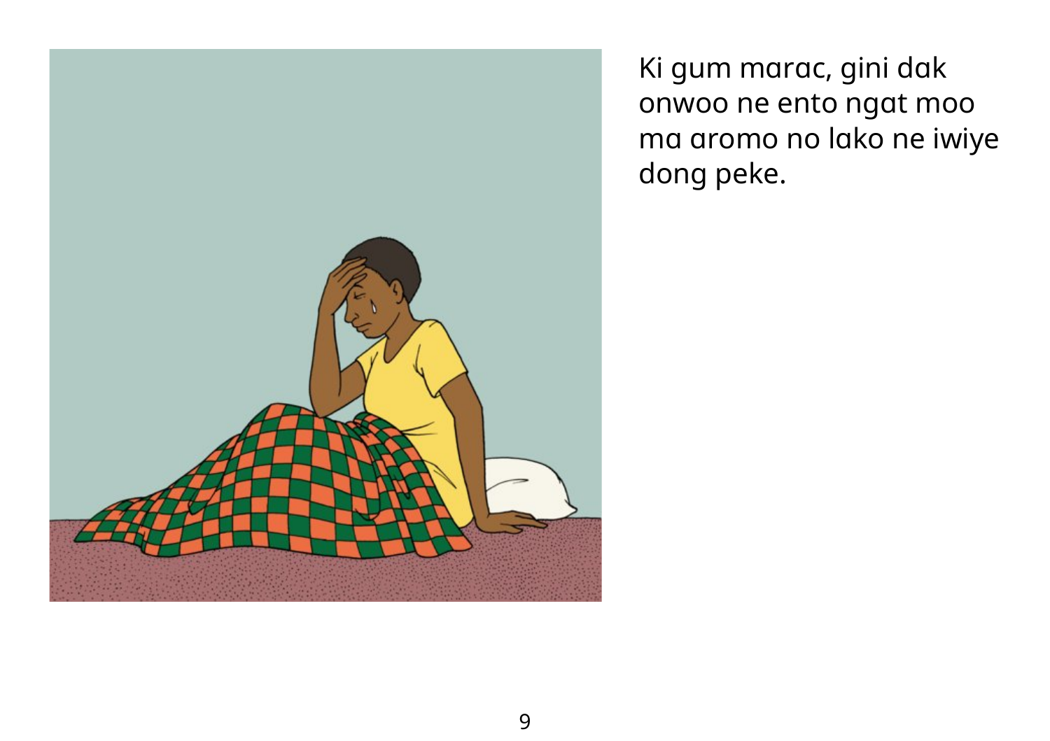Ki gum marac, gini dak onwoo ne ento ngat moo ma aromo no lako ne iwiye dong peke.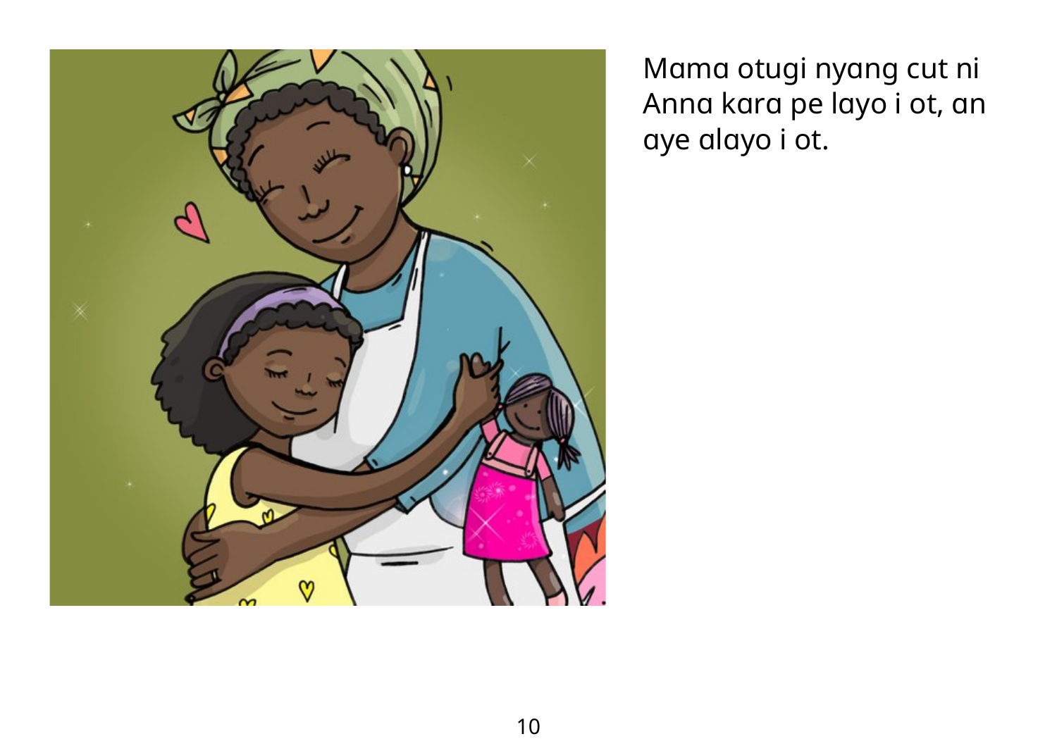Mama otugi nyang cut ni Anna kara pe layo i ot, an aye alayo i ot.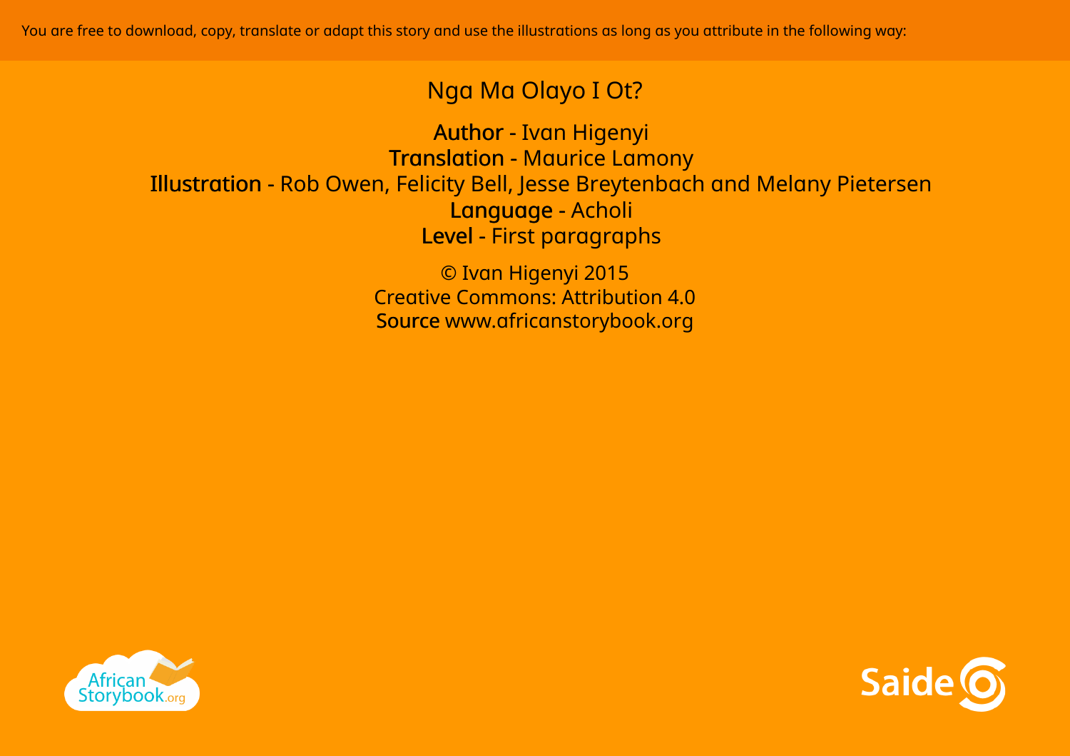You are free to download, copy, translate or adapt this story and use the illustrations as long as you attribute in the following way:

Nga Ma Olayo I Ot?

**Author** - Ivan Higenyi
**Translation** - Maurice Lamony
**Illustration** - Rob Owen, Felicity Bell, Jesse Breytenbach and Melany Pietersen
**Language** - Acholi
**Level** - First paragraphs

© Ivan Higenyi 2015
Creative Commons: Attribution 4.0
**Source** www.africanstorybook.org

African Storybook.org

Saide